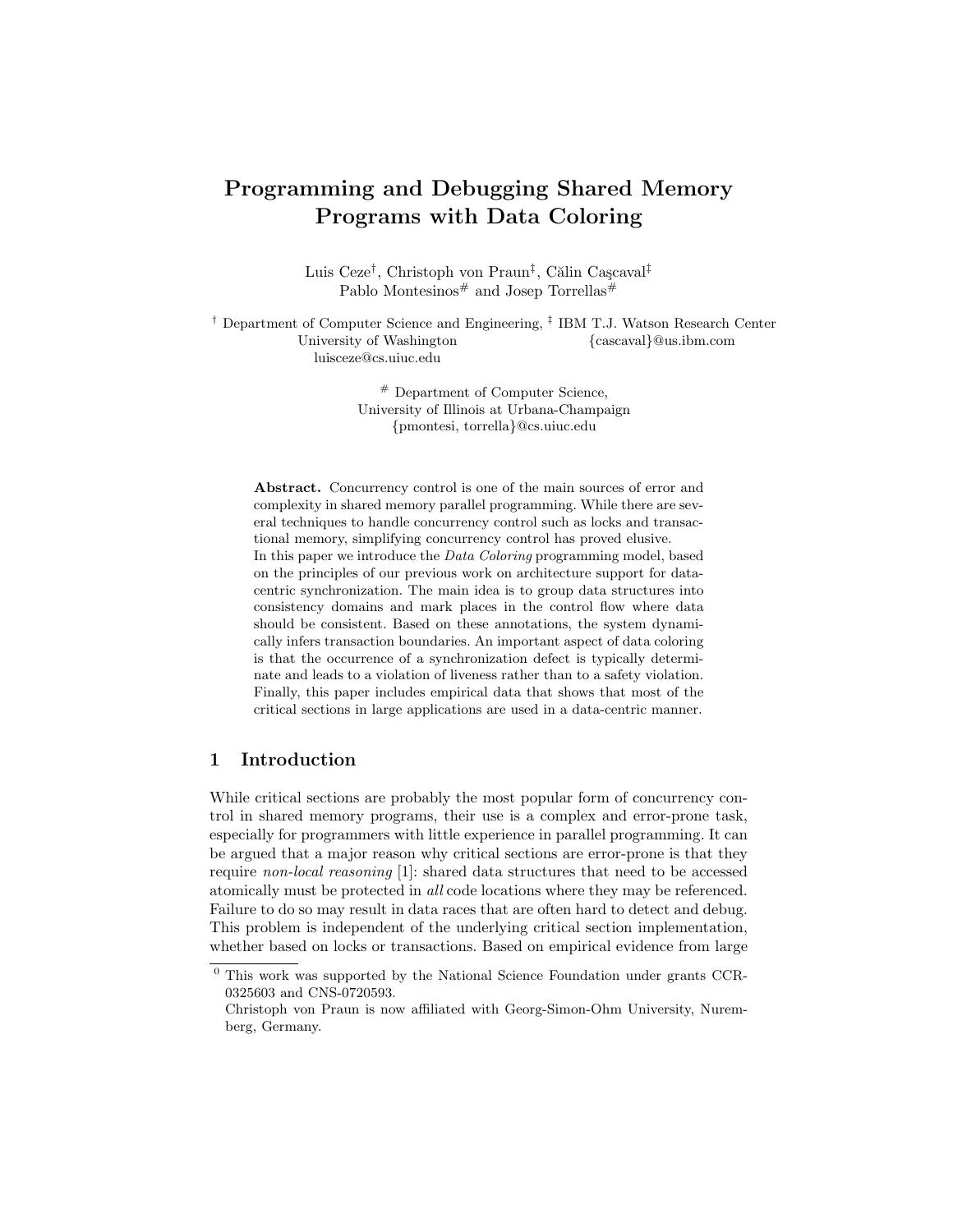# Programming and Debugging Shared Memory Programs with Data Coloring

Luis Ceze[†], Christoph von Praun[‡], Călin Caşcaval[‡]
Pablo Montesinos[#] and Josep Torrellas[#]

[†] Department of Computer Science and Engineering, University of Washington
luisceze@cs.uiuc.edu

[‡] IBM T.J. Watson Research Center
{cascaval}@us.ibm.com

[#] Department of Computer Science,
University of Illinois at Urbana-Champaign
{pmontesi, torrella}@cs.uiuc.edu

**Abstract.** Concurrency control is one of the main sources of error and complexity in shared memory parallel programming. While there are several techniques to handle concurrency control such as locks and transactional memory, simplifying concurrency control has proved elusive.
In this paper we introduce the *Data Coloring* programming model, based on the principles of our previous work on architecture support for data-centric synchronization. The main idea is to group data structures into consistency domains and mark places in the control flow where data should be consistent. Based on these annotations, the system dynamically infers transaction boundaries. An important aspect of data coloring is that the occurrence of a synchronization defect is typically determinate and leads to a violation of liveness rather than to a safety violation. Finally, this paper includes empirical data that shows that most of the critical sections in large applications are used in a data-centric manner.

## 1 Introduction

While critical sections are probably the most popular form of concurrency control in shared memory programs, their use is a complex and error-prone task, especially for programmers with little experience in parallel programming. It can be argued that a major reason why critical sections are error-prone is that they require *non-local reasoning* [1]: shared data structures that need to be accessed atomically must be protected in *all* code locations where they may be referenced. Failure to do so may result in data races that are often hard to detect and debug. This problem is independent of the underlying critical section implementation, whether based on locks or transactions. Based on empirical evidence from large

[0] This work was supported by the National Science Foundation under grants CCR-0325603 and CNS-0720593.
Christoph von Praun is now affiliated with Georg-Simon-Ohm University, Nuremberg, Germany.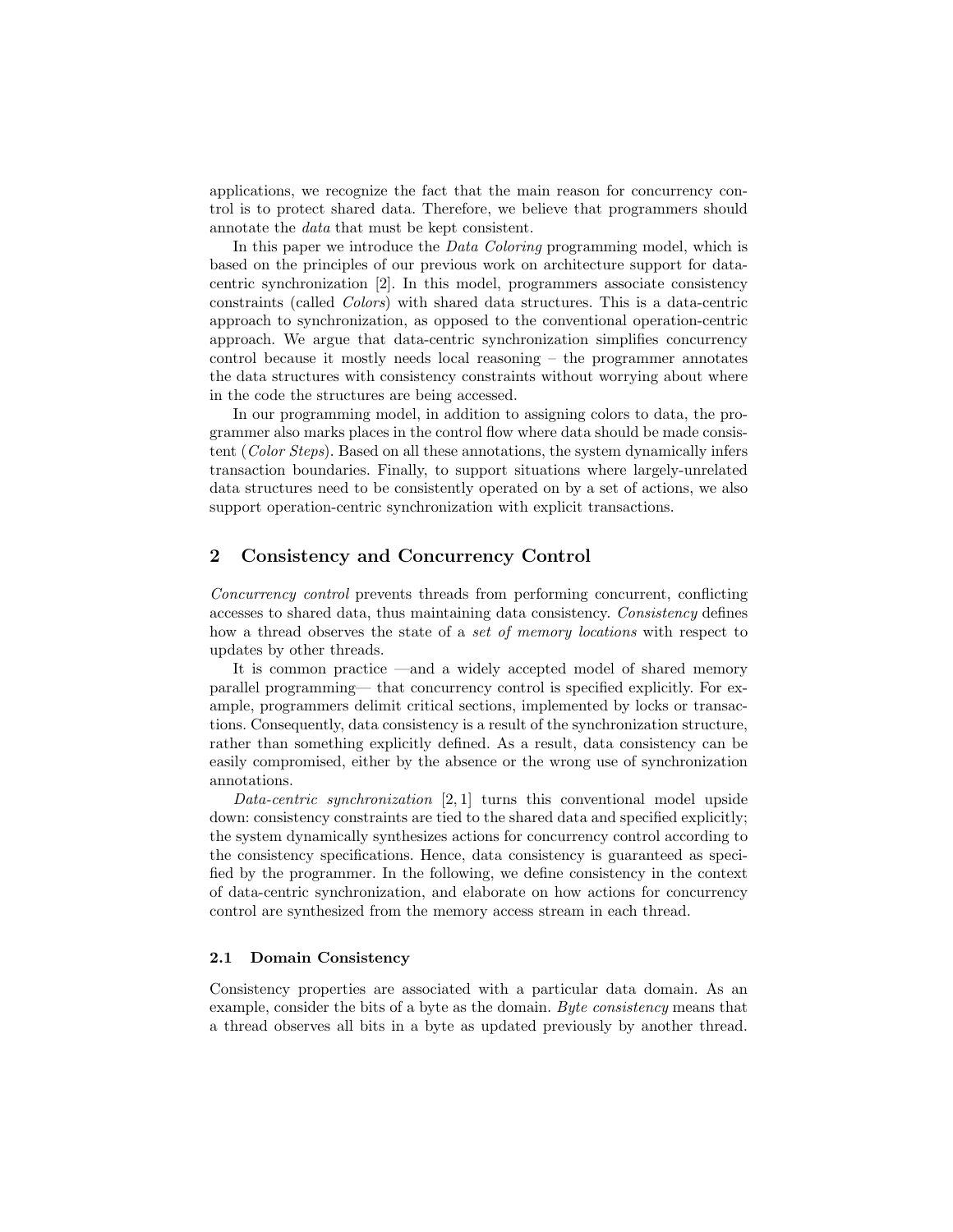applications, we recognize the fact that the main reason for concurrency control is to protect shared data. Therefore, we believe that programmers should annotate the *data* that must be kept consistent.

In this paper we introduce the *Data Coloring* programming model, which is based on the principles of our previous work on architecture support for data-centric synchronization [2]. In this model, programmers associate consistency constraints (called *Colors*) with shared data structures. This is a data-centric approach to synchronization, as opposed to the conventional operation-centric approach. We argue that data-centric synchronization simplifies concurrency control because it mostly needs local reasoning – the programmer annotates the data structures with consistency constraints without worrying about where in the code the structures are being accessed.

In our programming model, in addition to assigning colors to data, the programmer also marks places in the control flow where data should be made consistent (*Color Steps*). Based on all these annotations, the system dynamically infers transaction boundaries. Finally, to support situations where largely-unrelated data structures need to be consistently operated on by a set of actions, we also support operation-centric synchronization with explicit transactions.

## 2 Consistency and Concurrency Control

*Concurrency control* prevents threads from performing concurrent, conflicting accesses to shared data, thus maintaining data consistency. *Consistency* defines how a thread observes the state of a *set of memory locations* with respect to updates by other threads.

It is common practice —and a widely accepted model of shared memory parallel programming— that concurrency control is specified explicitly. For example, programmers delimit critical sections, implemented by locks or transactions. Consequently, data consistency is a result of the synchronization structure, rather than something explicitly defined. As a result, data consistency can be easily compromised, either by the absence or the wrong use of synchronization annotations.

*Data-centric synchronization* [2, 1] turns this conventional model upside down: consistency constraints are tied to the shared data and specified explicitly; the system dynamically synthesizes actions for concurrency control according to the consistency specifications. Hence, data consistency is guaranteed as specified by the programmer. In the following, we define consistency in the context of data-centric synchronization, and elaborate on how actions for concurrency control are synthesized from the memory access stream in each thread.

### 2.1 Domain Consistency

Consistency properties are associated with a particular data domain. As an example, consider the bits of a byte as the domain. *Byte consistency* means that a thread observes all bits in a byte as updated previously by another thread.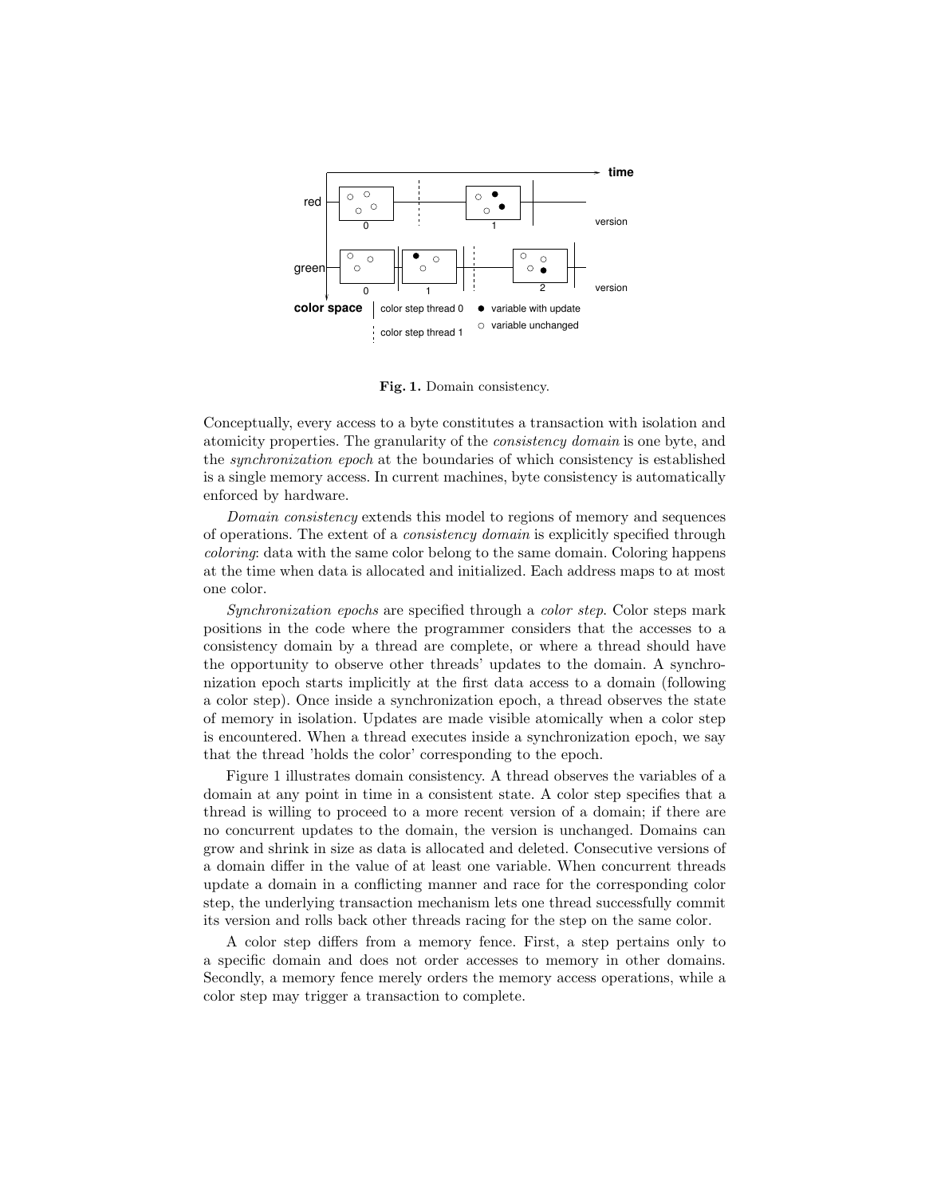**Fig. 1.** Domain consistency.

Conceptually, every access to a byte constitutes a transaction with isolation and atomicity properties. The granularity of the *consistency domain* is one byte, and the *synchronization epoch* at the boundaries of which consistency is established is a single memory access. In current machines, byte consistency is automatically enforced by hardware.

*Domain consistency* extends this model to regions of memory and sequences of operations. The extent of a *consistency domain* is explicitly specified through *coloring*: data with the same color belong to the same domain. Coloring happens at the time when data is allocated and initialized. Each address maps to at most one color.

*Synchronization epochs* are specified through a *color step*. Color steps mark positions in the code where the programmer considers that the accesses to a consistency domain by a thread are complete, or where a thread should have the opportunity to observe other threads' updates to the domain. A synchronization epoch starts implicitly at the first data access to a domain (following a color step). Once inside a synchronization epoch, a thread observes the state of memory in isolation. Updates are made visible atomically when a color step is encountered. When a thread executes inside a synchronization epoch, we say that the thread 'holds the color' corresponding to the epoch.

Figure 1 illustrates domain consistency. A thread observes the variables of a domain at any point in time in a consistent state. A color step specifies that a thread is willing to proceed to a more recent version of a domain; if there are no concurrent updates to the domain, the version is unchanged. Domains can grow and shrink in size as data is allocated and deleted. Consecutive versions of a domain differ in the value of at least one variable. When concurrent threads update a domain in a conflicting manner and race for the corresponding color step, the underlying transaction mechanism lets one thread successfully commit its version and rolls back other threads racing for the step on the same color.

A color step differs from a memory fence. First, a step pertains only to a specific domain and does not order accesses to memory in other domains. Secondly, a memory fence merely orders the memory access operations, while a color step may trigger a transaction to complete.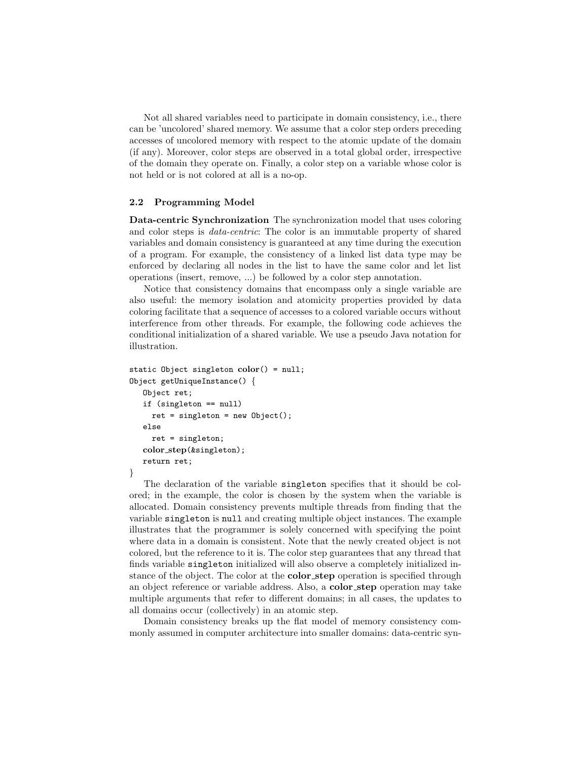Not all shared variables need to participate in domain consistency, i.e., there can be 'uncolored' shared memory. We assume that a color step orders preceding accesses of uncolored memory with respect to the atomic update of the domain (if any). Moreover, color steps are observed in a total global order, irrespective of the domain they operate on. Finally, a color step on a variable whose color is not held or is not colored at all is a no-op.

### 2.2 Programming Model

**Data-centric Synchronization** The synchronization model that uses coloring and color steps is *data-centric*: The color is an immutable property of shared variables and domain consistency is guaranteed at any time during the execution of a program. For example, the consistency of a linked list data type may be enforced by declaring all nodes in the list to have the same color and let list operations (insert, remove, ...) be followed by a color step annotation.

Notice that consistency domains that encompass only a single variable are also useful: the memory isolation and atomicity properties provided by data coloring facilitate that a sequence of accesses to a colored variable occurs without interference from other threads. For example, the following code achieves the conditional initialization of a shared variable. We use a pseudo Java notation for illustration.

```
static Object singleton color() = null;
Object getUniqueInstance() {
   Object ret;
   if (singleton == null)
     ret = singleton = new Object();
   else
     ret = singleton;
   color_step(&singleton);
   return ret;
}
```

The declaration of the variable `singleton` specifies that it should be colored; in the example, the color is chosen by the system when the variable is allocated. Domain consistency prevents multiple threads from finding that the variable `singleton` is `null` and creating multiple object instances. The example illustrates that the programmer is solely concerned with specifying the point where data in a domain is consistent. Note that the newly created object is not colored, but the reference to it is. The color step guarantees that any thread that finds variable `singleton` initialized will also observe a completely initialized instance of the object. The color at the **color_step** operation is specified through an object reference or variable address. Also, a **color_step** operation may take multiple arguments that refer to different domains; in all cases, the updates to all domains occur (collectively) in an atomic step.

Domain consistency breaks up the flat model of memory consistency commonly assumed in computer architecture into smaller domains: data-centric syn-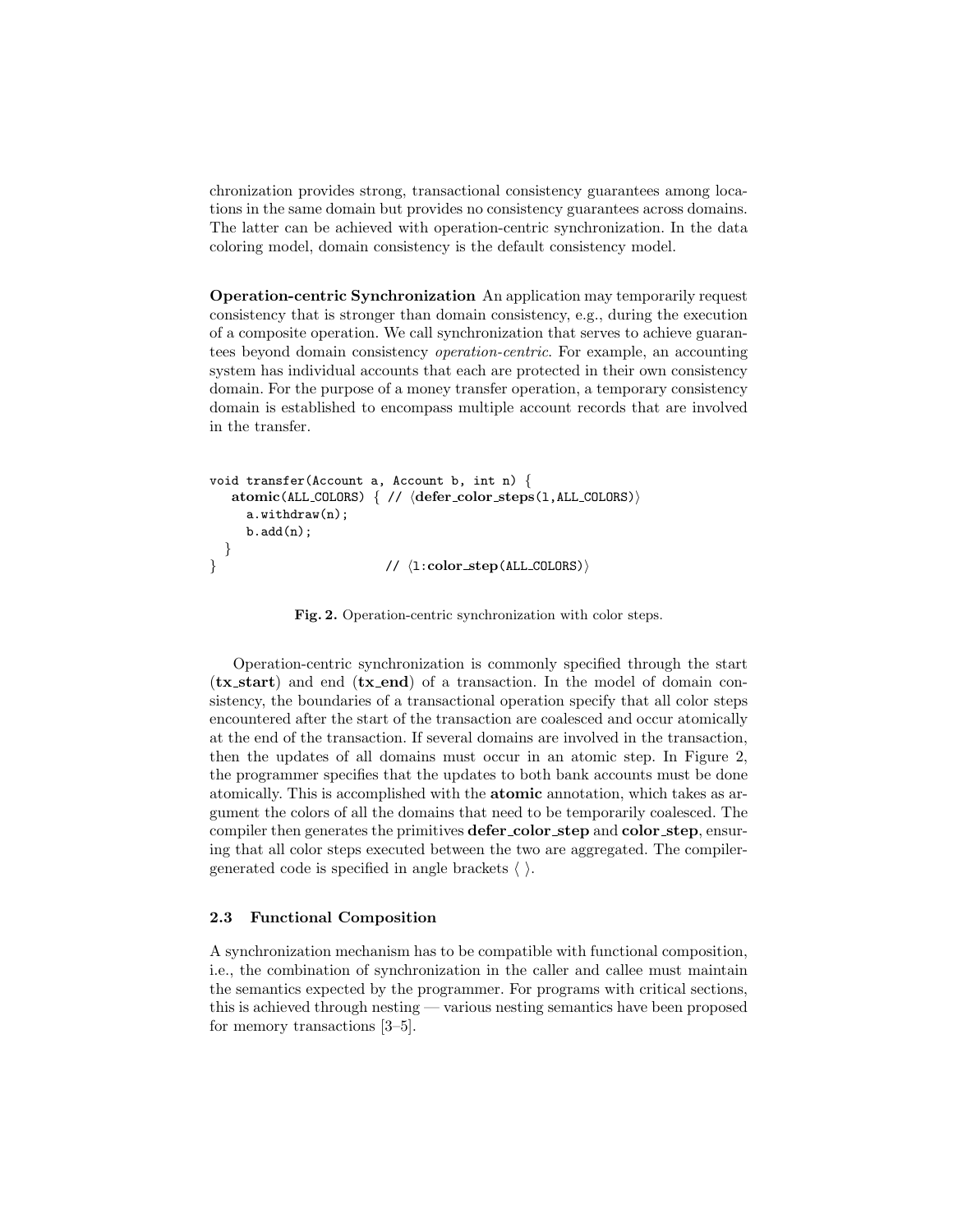chronization provides strong, transactional consistency guarantees among locations in the same domain but provides no consistency guarantees across domains. The latter can be achieved with operation-centric synchronization. In the data coloring model, domain consistency is the default consistency model.

**Operation-centric Synchronization** An application may temporarily request consistency that is stronger than domain consistency, e.g., during the execution of a composite operation. We call synchronization that serves to achieve guarantees beyond domain consistency *operation-centric*. For example, an accounting system has individual accounts that each are protected in their own consistency domain. For the purpose of a money transfer operation, a temporary consistency domain is established to encompass multiple account records that are involved in the transfer.

```
void transfer(Account a, Account b, int n) {
   atomic(ALL_COLORS) { // ⟨defer_color_steps(l,ALL_COLORS)⟩
     a.withdraw(n);
     b.add(n);
  }
}                          // ⟨l:color_step(ALL_COLORS)⟩
```

**Fig. 2.** Operation-centric synchronization with color steps.

Operation-centric synchronization is commonly specified through the start (**tx_start**) and end (**tx_end**) of a transaction. In the model of domain consistency, the boundaries of a transactional operation specify that all color steps encountered after the start of the transaction are coalesced and occur atomically at the end of the transaction. If several domains are involved in the transaction, then the updates of all domains must occur in an atomic step. In Figure 2, the programmer specifies that the updates to both bank accounts must be done atomically. This is accomplished with the **atomic** annotation, which takes as argument the colors of all the domains that need to be temporarily coalesced. The compiler then generates the primitives **defer_color_step** and **color_step**, ensuring that all color steps executed between the two are aggregated. The compiler-generated code is specified in angle brackets ⟨ ⟩.

### 2.3 Functional Composition

A synchronization mechanism has to be compatible with functional composition, i.e., the combination of synchronization in the caller and callee must maintain the semantics expected by the programmer. For programs with critical sections, this is achieved through nesting — various nesting semantics have been proposed for memory transactions [3–5].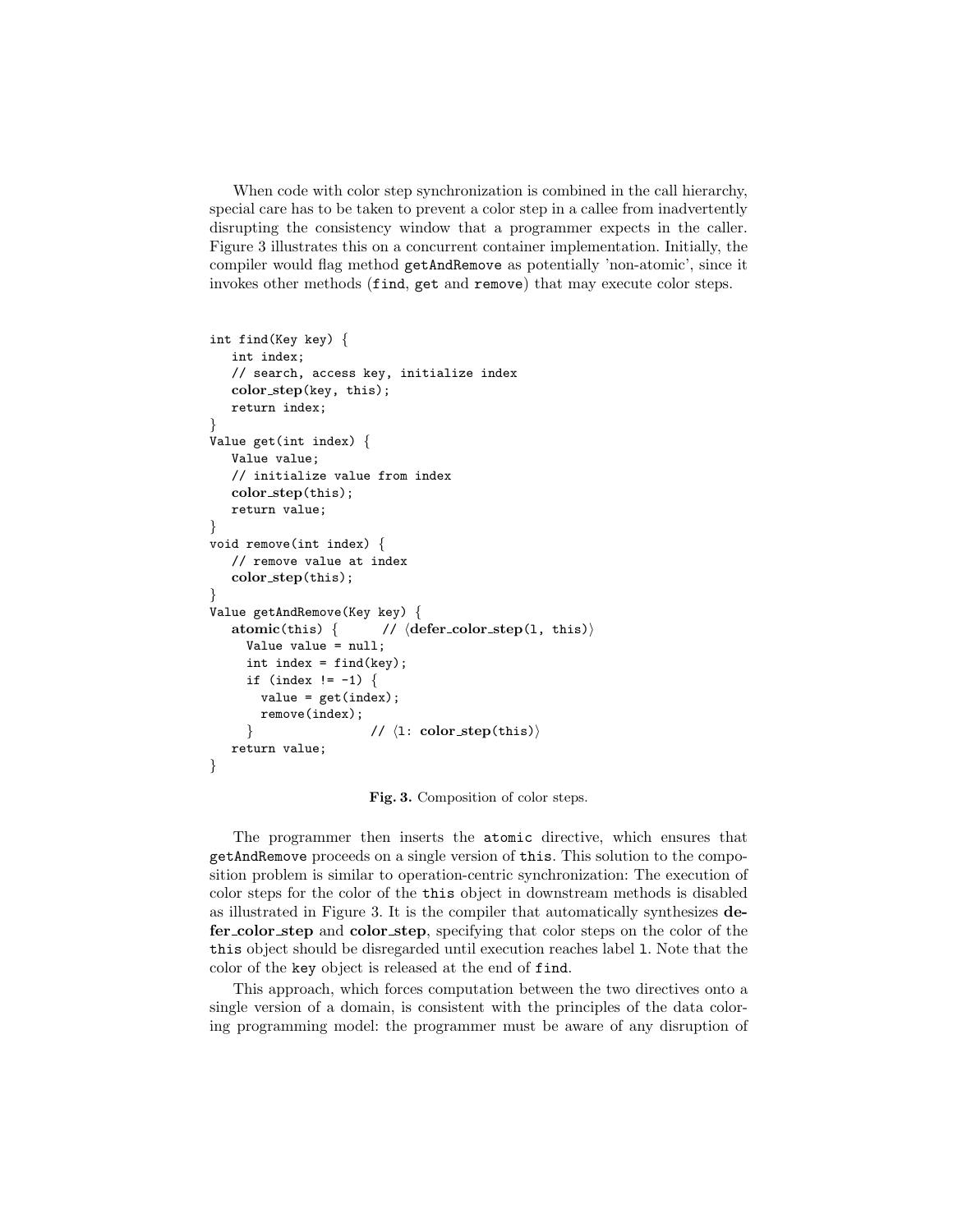When code with color step synchronization is combined in the call hierarchy, special care has to be taken to prevent a color step in a callee from inadvertently disrupting the consistency window that a programmer expects in the caller. Figure 3 illustrates this on a concurrent container implementation. Initially, the compiler would flag method getAndRemove as potentially 'non-atomic', since it invokes other methods (find, get and remove) that may execute color steps.

```
int find(Key key) {
   int index;
   // search, access key, initialize index
   color_step(key, this);
   return index;
}
Value get(int index) {
   Value value;
   // initialize value from index
   color_step(this);
   return value;
}
void remove(int index) {
   // remove value at index
   color_step(this);
}
Value getAndRemove(Key key) {
   atomic(this) {      // ⟨defer_color_step(l, this)⟩
     Value value = null;
     int index = find(key);
     if (index != -1) {
       value = get(index);
       remove(index);
     }                 // ⟨l: color_step(this)⟩
   return value;
}
```

**Fig. 3.** Composition of color steps.

The programmer then inserts the atomic directive, which ensures that getAndRemove proceeds on a single version of this. This solution to the composition problem is similar to operation-centric synchronization: The execution of color steps for the color of the this object in downstream methods is disabled as illustrated in Figure 3. It is the compiler that automatically synthesizes **defer_color_step** and **color_step**, specifying that color steps on the color of the this object should be disregarded until execution reaches label l. Note that the color of the key object is released at the end of find.

This approach, which forces computation between the two directives onto a single version of a domain, is consistent with the principles of the data coloring programming model: the programmer must be aware of any disruption of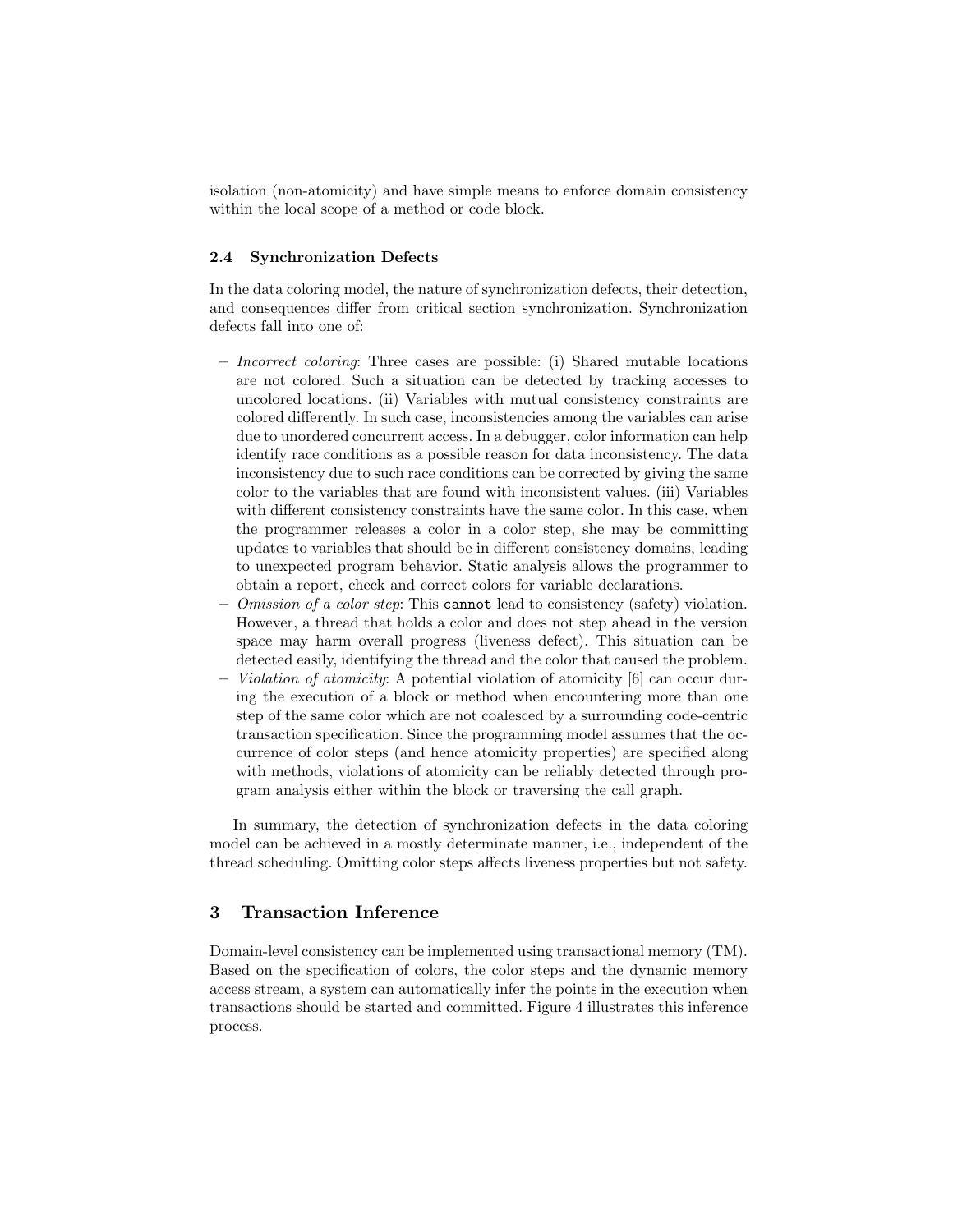isolation (non-atomicity) and have simple means to enforce domain consistency within the local scope of a method or code block.

### 2.4 Synchronization Defects

In the data coloring model, the nature of synchronization defects, their detection, and consequences differ from critical section synchronization. Synchronization defects fall into one of:

- *Incorrect coloring*: Three cases are possible: (i) Shared mutable locations are not colored. Such a situation can be detected by tracking accesses to uncolored locations. (ii) Variables with mutual consistency constraints are colored differently. In such case, inconsistencies among the variables can arise due to unordered concurrent access. In a debugger, color information can help identify race conditions as a possible reason for data inconsistency. The data inconsistency due to such race conditions can be corrected by giving the same color to the variables that are found with inconsistent values. (iii) Variables with different consistency constraints have the same color. In this case, when the programmer releases a color in a color step, she may be committing updates to variables that should be in different consistency domains, leading to unexpected program behavior. Static analysis allows the programmer to obtain a report, check and correct colors for variable declarations.
- *Omission of a color step*: This `cannot` lead to consistency (safety) violation. However, a thread that holds a color and does not step ahead in the version space may harm overall progress (liveness defect). This situation can be detected easily, identifying the thread and the color that caused the problem.
- *Violation of atomicity*: A potential violation of atomicity [6] can occur during the execution of a block or method when encountering more than one step of the same color which are not coalesced by a surrounding code-centric transaction specification. Since the programming model assumes that the occurrence of color steps (and hence atomicity properties) are specified along with methods, violations of atomicity can be reliably detected through program analysis either within the block or traversing the call graph.

In summary, the detection of synchronization defects in the data coloring model can be achieved in a mostly determinate manner, i.e., independent of the thread scheduling. Omitting color steps affects liveness properties but not safety.

## 3 Transaction Inference

Domain-level consistency can be implemented using transactional memory (TM). Based on the specification of colors, the color steps and the dynamic memory access stream, a system can automatically infer the points in the execution when transactions should be started and committed. Figure 4 illustrates this inference process.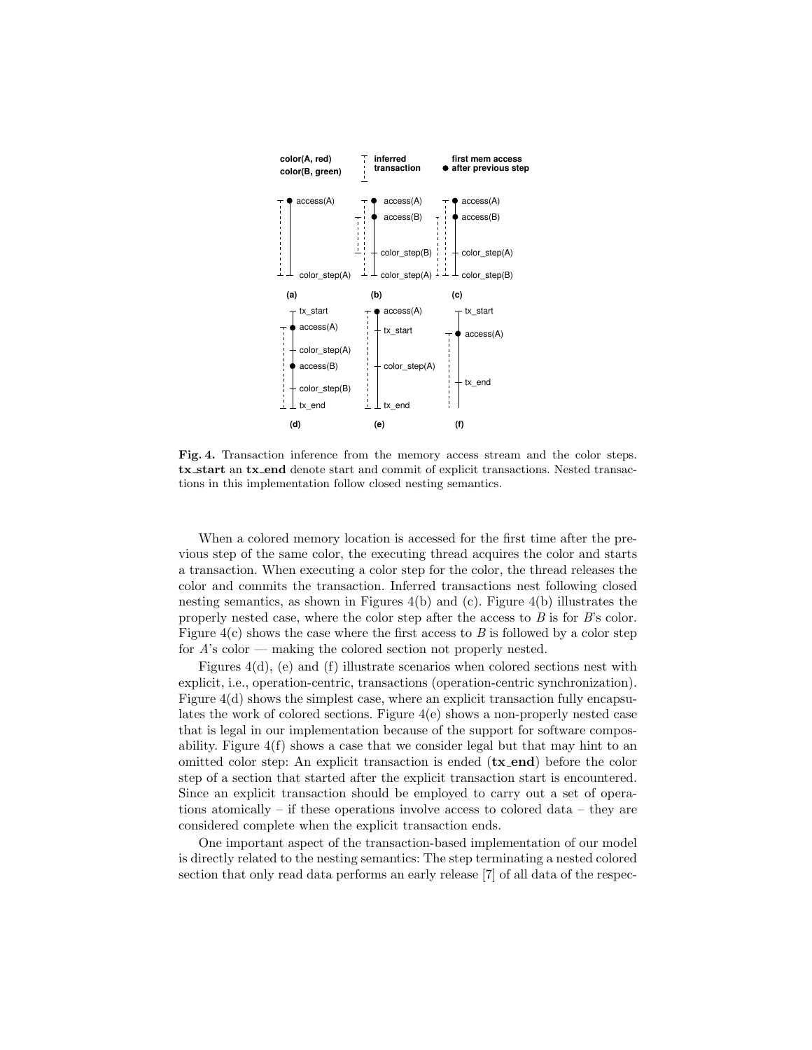**Fig. 4.** Transaction inference from the memory access stream and the color steps. **tx_start** an **tx_end** denote start and commit of explicit transactions. Nested transactions in this implementation follow closed nesting semantics.

When a colored memory location is accessed for the first time after the previous step of the same color, the executing thread acquires the color and starts a transaction. When executing a color step for the color, the thread releases the color and commits the transaction. Inferred transactions nest following closed nesting semantics, as shown in Figures 4(b) and (c). Figure 4(b) illustrates the properly nested case, where the color step after the access to $B$ is for $B$'s color. Figure 4(c) shows the case where the first access to $B$ is followed by a color step for $A$'s color — making the colored section not properly nested.

Figures 4(d), (e) and (f) illustrate scenarios when colored sections nest with explicit, i.e., operation-centric, transactions (operation-centric synchronization). Figure 4(d) shows the simplest case, where an explicit transaction fully encapsulates the work of colored sections. Figure 4(e) shows a non-properly nested case that is legal in our implementation because of the support for software composability. Figure 4(f) shows a case that we consider legal but that may hint to an omitted color step: An explicit transaction is ended (**tx_end**) before the color step of a section that started after the explicit transaction start is encountered. Since an explicit transaction should be employed to carry out a set of operations atomically – if these operations involve access to colored data – they are considered complete when the explicit transaction ends.

One important aspect of the transaction-based implementation of our model is directly related to the nesting semantics: The step terminating a nested colored section that only read data performs an early release [7] of all data of the respec-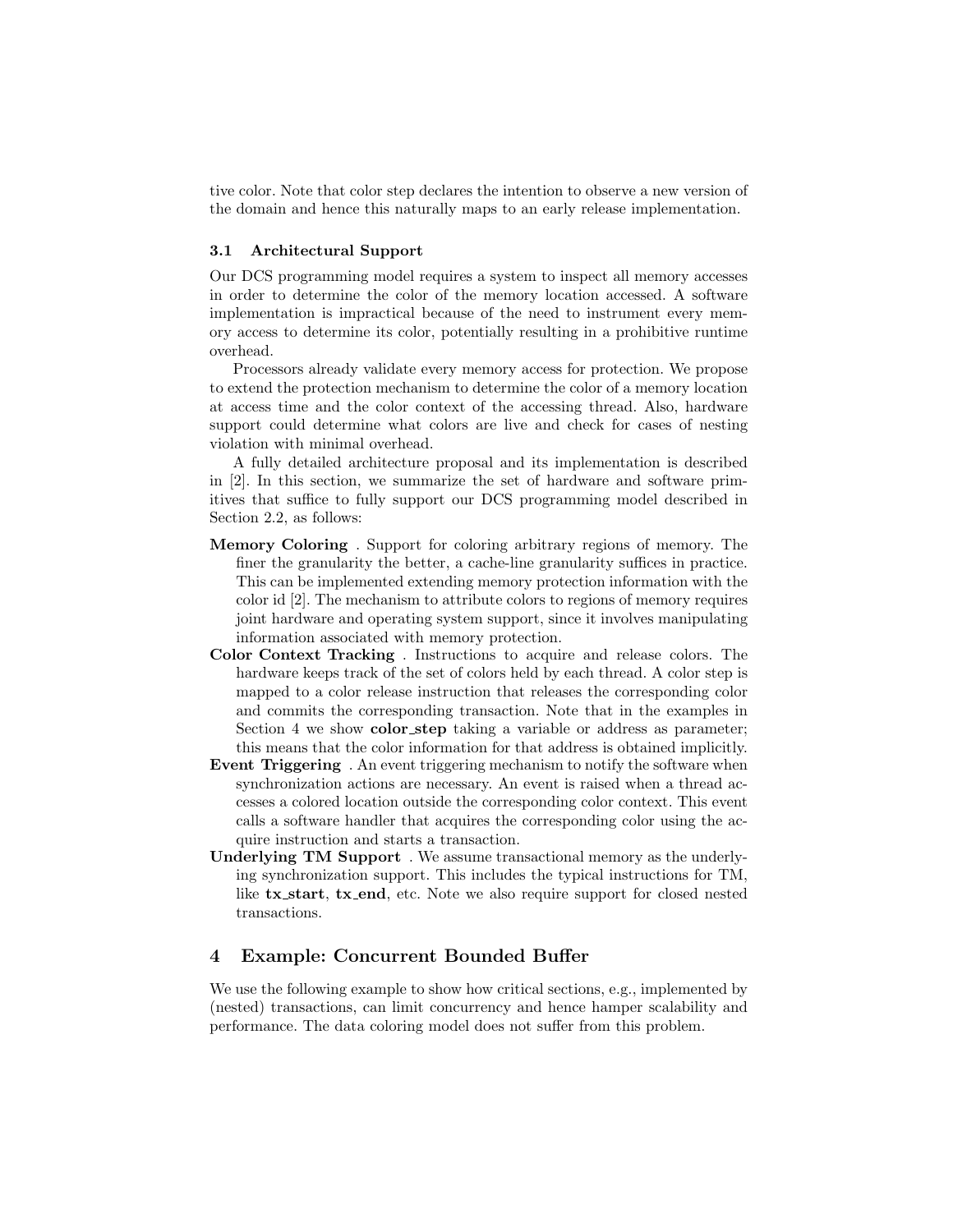tive color. Note that color step declares the intention to observe a new version of the domain and hence this naturally maps to an early release implementation.

### 3.1 Architectural Support

Our DCS programming model requires a system to inspect all memory accesses in order to determine the color of the memory location accessed. A software implementation is impractical because of the need to instrument every memory access to determine its color, potentially resulting in a prohibitive runtime overhead.

Processors already validate every memory access for protection. We propose to extend the protection mechanism to determine the color of a memory location at access time and the color context of the accessing thread. Also, hardware support could determine what colors are live and check for cases of nesting violation with minimal overhead.

A fully detailed architecture proposal and its implementation is described in [2]. In this section, we summarize the set of hardware and software primitives that suffice to fully support our DCS programming model described in Section 2.2, as follows:

- **Memory Coloring** . Support for coloring arbitrary regions of memory. The finer the granularity the better, a cache-line granularity suffices in practice. This can be implemented extending memory protection information with the color id [2]. The mechanism to attribute colors to regions of memory requires joint hardware and operating system support, since it involves manipulating information associated with memory protection.
- **Color Context Tracking** . Instructions to acquire and release colors. The hardware keeps track of the set of colors held by each thread. A color step is mapped to a color release instruction that releases the corresponding color and commits the corresponding transaction. Note that in the examples in Section 4 we show **color_step** taking a variable or address as parameter; this means that the color information for that address is obtained implicitly.
- **Event Triggering** . An event triggering mechanism to notify the software when synchronization actions are necessary. An event is raised when a thread accesses a colored location outside the corresponding color context. This event calls a software handler that acquires the corresponding color using the acquire instruction and starts a transaction.
- **Underlying TM Support** . We assume transactional memory as the underlying synchronization support. This includes the typical instructions for TM, like **tx_start**, **tx_end**, etc. Note we also require support for closed nested transactions.

## 4 Example: Concurrent Bounded Buffer

We use the following example to show how critical sections, e.g., implemented by (nested) transactions, can limit concurrency and hence hamper scalability and performance. The data coloring model does not suffer from this problem.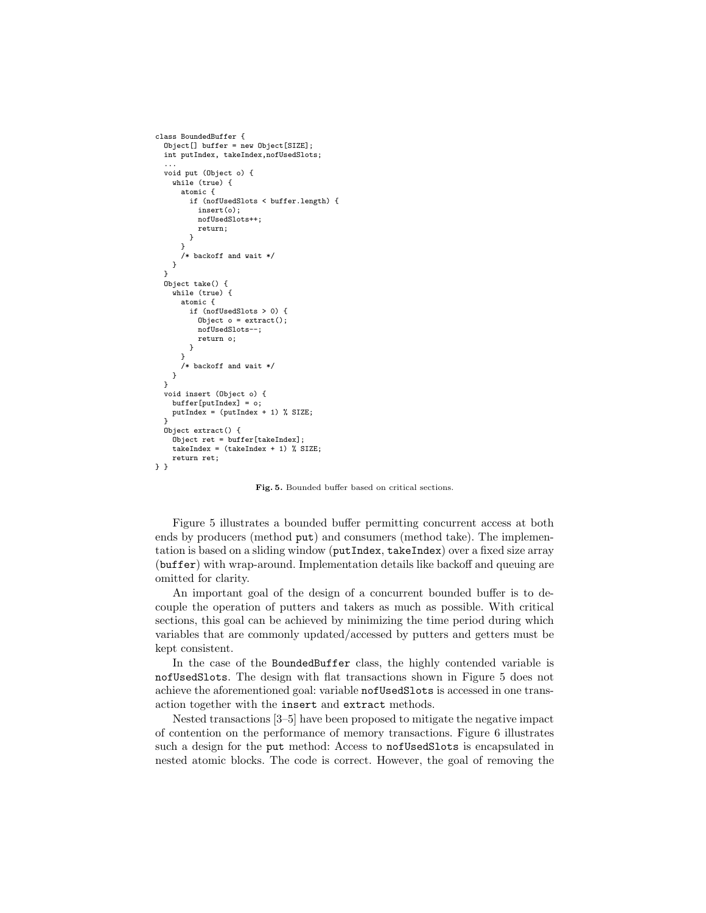```
class BoundedBuffer {
  Object[] buffer = new Object[SIZE];
  int putIndex, takeIndex,nofUsedSlots;
  ...
  void put (Object o) {
    while (true) {
      atomic {
        if (nofUsedSlots < buffer.length) {
          insert(o);
          nofUsedSlots++;
          return;
        }
      }
      /* backoff and wait */
    }
  }
  Object take() {
    while (true) {
      atomic {
        if (nofUsedSlots > 0) {
          Object o = extract();
          nofUsedSlots--;
          return o;
        }
      }
      /* backoff and wait */
    }
  }
  void insert (Object o) {
    buffer[putIndex] = o;
    putIndex = (putIndex + 1) % SIZE;
  }
  Object extract() {
    Object ret = buffer[takeIndex];
    takeIndex = (takeIndex + 1) % SIZE;
    return ret;
} }
```

**Fig. 5.** Bounded buffer based on critical sections.

Figure 5 illustrates a bounded buffer permitting concurrent access at both ends by producers (method `put`) and consumers (method take). The implementation is based on a sliding window (`putIndex`, `takeIndex`) over a fixed size array (`buffer`) with wrap-around. Implementation details like backoff and queuing are omitted for clarity.

An important goal of the design of a concurrent bounded buffer is to decouple the operation of putters and takers as much as possible. With critical sections, this goal can be achieved by minimizing the time period during which variables that are commonly updated/accessed by putters and getters must be kept consistent.

In the case of the `BoundedBuffer` class, the highly contended variable is `nofUsedSlots`. The design with flat transactions shown in Figure 5 does not achieve the aforementioned goal: variable `nofUsedSlots` is accessed in one transaction together with the `insert` and `extract` methods.

Nested transactions [3–5] have been proposed to mitigate the negative impact of contention on the performance of memory transactions. Figure 6 illustrates such a design for the `put` method: Access to `nofUsedSlots` is encapsulated in nested atomic blocks. The code is correct. However, the goal of removing the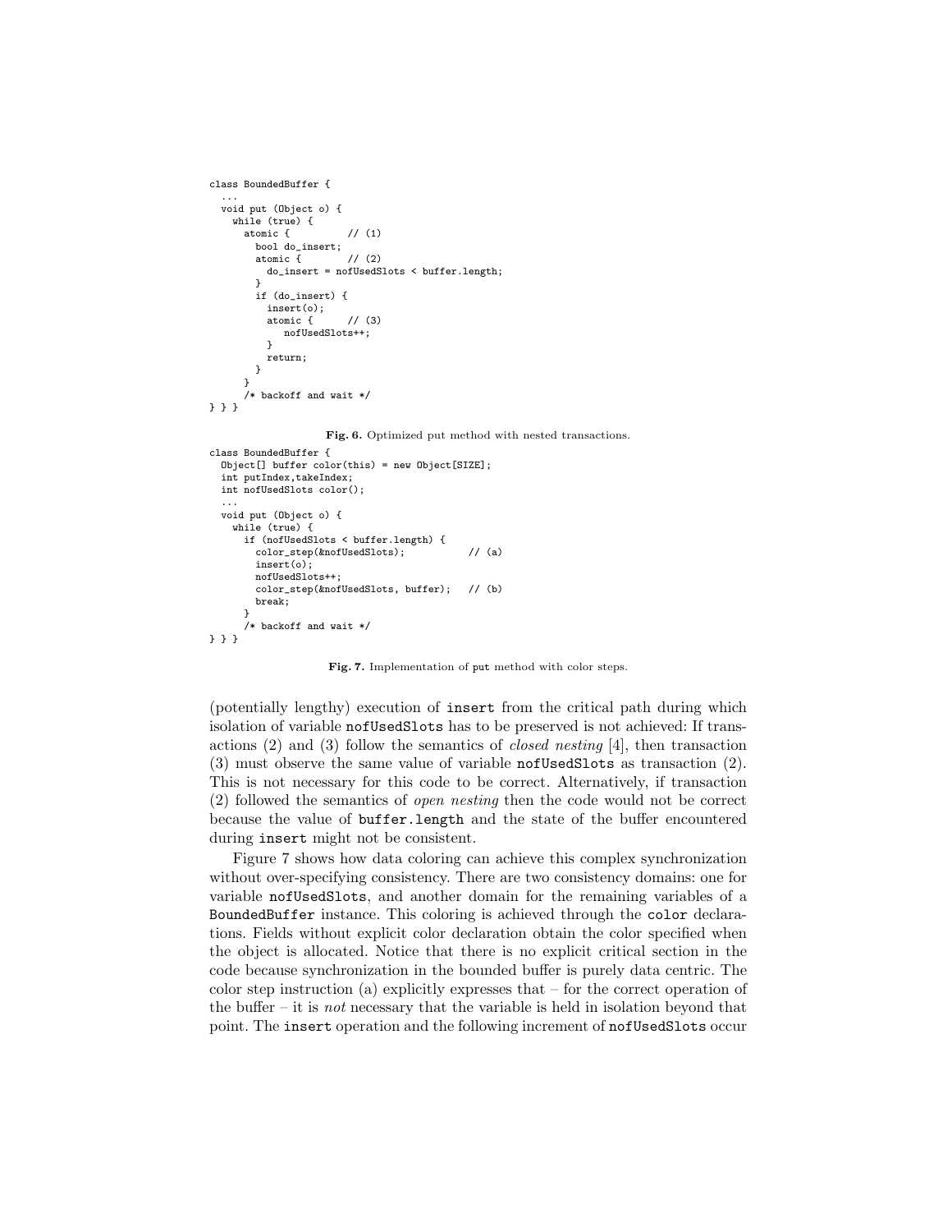```
class BoundedBuffer {
  ...
  void put (Object o) {
    while (true) {
      atomic {          // (1)
        bool do_insert;
        atomic {        // (2)
          do_insert = nofUsedSlots < buffer.length;
        }
        if (do_insert) {
          insert(o);
          atomic {      // (3)
            nofUsedSlots++;
          }
          return;
        }
      }
      /* backoff and wait */
} } }
```

**Fig. 6.** Optimized put method with nested transactions.

```
class BoundedBuffer {
  Object[] buffer color(this) = new Object[SIZE];
  int putIndex,takeIndex;
  int nofUsedSlots color();
  ...
  void put (Object o) {
    while (true) {
      if (nofUsedSlots < buffer.length) {
        color_step(&nofUsedSlots);           // (a)
        insert(o);
        nofUsedSlots++;
        color_step(&nofUsedSlots, buffer);   // (b)
        break;
      }
      /* backoff and wait */
} } }
```

**Fig. 7.** Implementation of put method with color steps.

(potentially lengthy) execution of `insert` from the critical path during which isolation of variable `nofUsedSlots` has to be preserved is not achieved: If transactions (2) and (3) follow the semantics of *closed nesting* [4], then transaction (3) must observe the same value of variable `nofUsedSlots` as transaction (2). This is not necessary for this code to be correct. Alternatively, if transaction (2) followed the semantics of *open nesting* then the code would not be correct because the value of `buffer.length` and the state of the buffer encountered during `insert` might not be consistent.

Figure 7 shows how data coloring can achieve this complex synchronization without over-specifying consistency. There are two consistency domains: one for variable `nofUsedSlots`, and another domain for the remaining variables of a `BoundedBuffer` instance. This coloring is achieved through the `color` declarations. Fields without explicit color declaration obtain the color specified when the object is allocated. Notice that there is no explicit critical section in the code because synchronization in the bounded buffer is purely data centric. The color step instruction (a) explicitly expresses that – for the correct operation of the buffer – it is *not* necessary that the variable is held in isolation beyond that point. The `insert` operation and the following increment of `nofUsedSlots` occur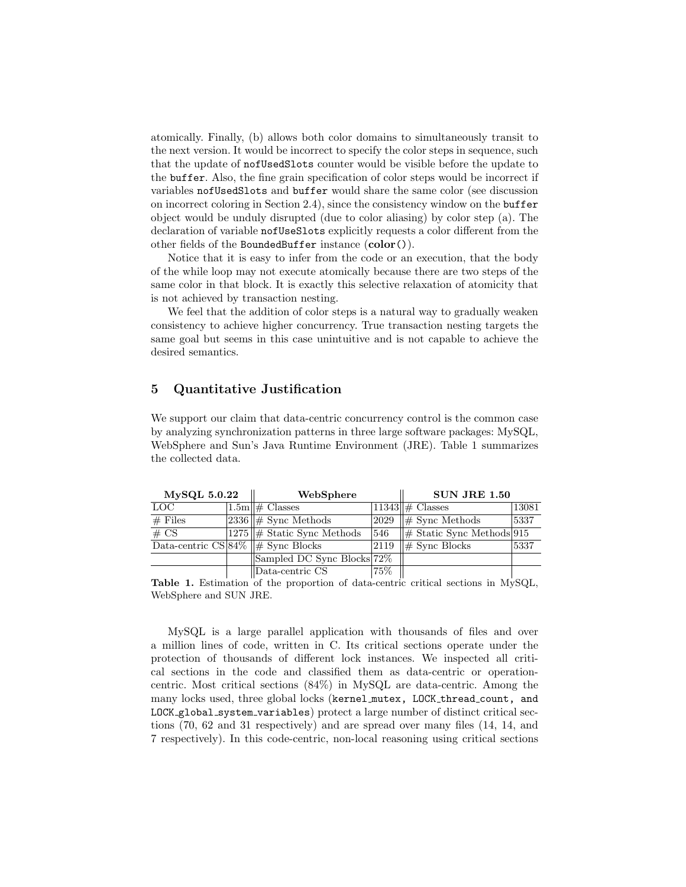atomically. Finally, (b) allows both color domains to simultaneously transit to the next version. It would be incorrect to specify the color steps in sequence, such that the update of `nofUsedSlots` counter would be visible before the update to the `buffer`. Also, the fine grain specification of color steps would be incorrect if variables `nofUsedSlots` and `buffer` would share the same color (see discussion on incorrect coloring in Section 2.4), since the consistency window on the `buffer` object would be unduly disrupted (due to color aliasing) by color step (a). The declaration of variable `nofUseSlots` explicitly requests a color different from the other fields of the `BoundedBuffer` instance (**color()**).

Notice that it is easy to infer from the code or an execution, that the body of the while loop may not execute atomically because there are two steps of the same color in that block. It is exactly this selective relaxation of atomicity that is not achieved by transaction nesting.

We feel that the addition of color steps is a natural way to gradually weaken consistency to achieve higher concurrency. True transaction nesting targets the same goal but seems in this case unintuitive and is not capable to achieve the desired semantics.

## 5 Quantitative Justification

We support our claim that data-centric concurrency control is the common case by analyzing synchronization patterns in three large software packages: MySQL, WebSphere and Sun's Java Runtime Environment (JRE). Table 1 summarizes the collected data.

| **MySQL 5.0.22** | | **WebSphere** | | **SUN JRE 1.50** | |
|---|---|---|---|---|---|
| LOC | 1.5m | # Classes | 11343 | # Classes | 13081 |
| # Files | 2336 | # Sync Methods | 2029 | # Sync Methods | 5337 |
| # CS | 1275 | # Static Sync Methods | 546 | # Static Sync Methods | 915 |
| Data-centric CS | 84% | # Sync Blocks | 2119 | # Sync Blocks | 5337 |
| | | Sampled DC Sync Blocks | 72% | | |
| | | Data-centric CS | 75% | | |

**Table 1.** Estimation of the proportion of data-centric critical sections in MySQL, WebSphere and SUN JRE.

MySQL is a large parallel application with thousands of files and over a million lines of code, written in C. Its critical sections operate under the protection of thousands of different lock instances. We inspected all critical sections in the code and classified them as data-centric or operation-centric. Most critical sections (84%) in MySQL are data-centric. Among the many locks used, three global locks (`kernel_mutex, LOCK_thread_count, and LOCK_global_system_variables`) protect a large number of distinct critical sections (70, 62 and 31 respectively) and are spread over many files (14, 14, and 7 respectively). In this code-centric, non-local reasoning using critical sections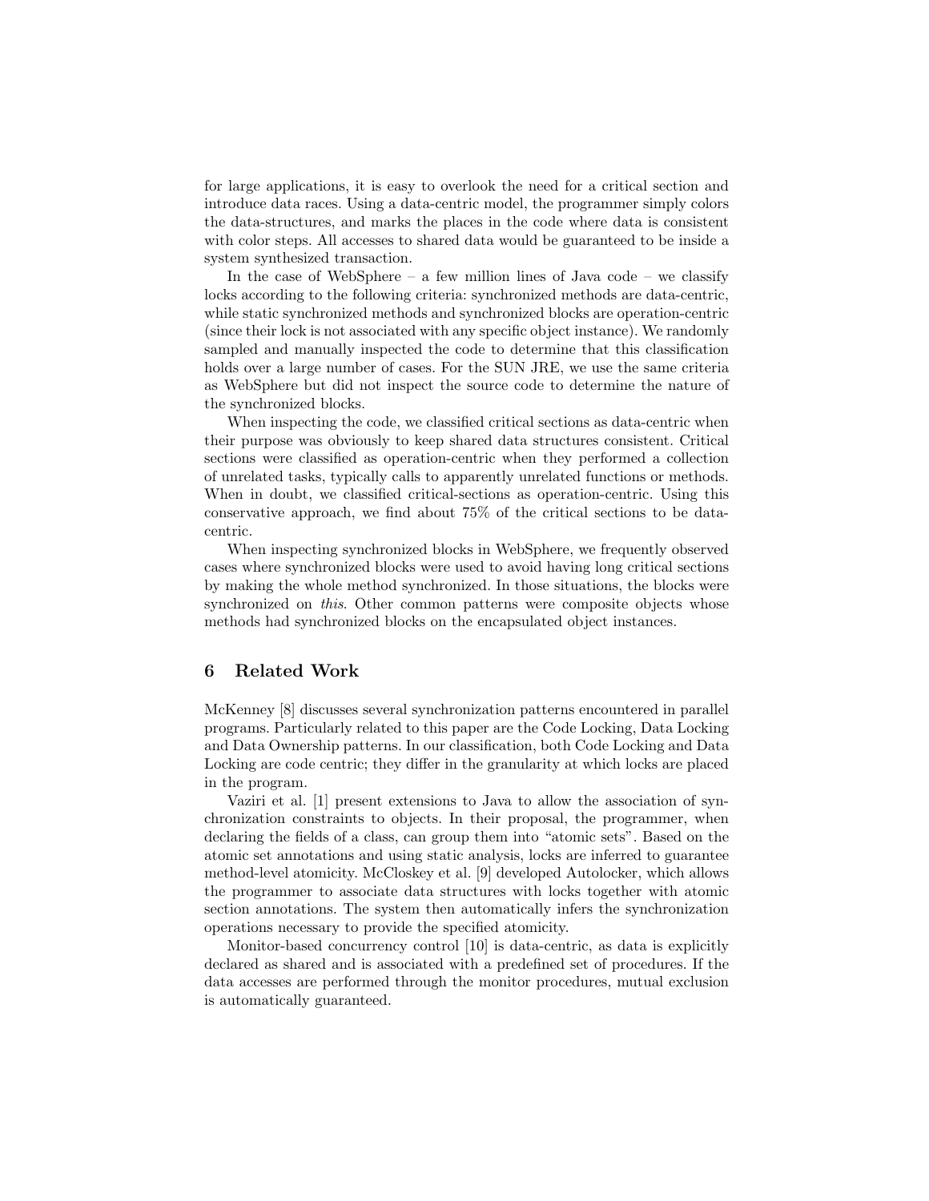for large applications, it is easy to overlook the need for a critical section and introduce data races. Using a data-centric model, the programmer simply colors the data-structures, and marks the places in the code where data is consistent with color steps. All accesses to shared data would be guaranteed to be inside a system synthesized transaction.

In the case of WebSphere – a few million lines of Java code – we classify locks according to the following criteria: synchronized methods are data-centric, while static synchronized methods and synchronized blocks are operation-centric (since their lock is not associated with any specific object instance). We randomly sampled and manually inspected the code to determine that this classification holds over a large number of cases. For the SUN JRE, we use the same criteria as WebSphere but did not inspect the source code to determine the nature of the synchronized blocks.

When inspecting the code, we classified critical sections as data-centric when their purpose was obviously to keep shared data structures consistent. Critical sections were classified as operation-centric when they performed a collection of unrelated tasks, typically calls to apparently unrelated functions or methods. When in doubt, we classified critical-sections as operation-centric. Using this conservative approach, we find about 75% of the critical sections to be data-centric.

When inspecting synchronized blocks in WebSphere, we frequently observed cases where synchronized blocks were used to avoid having long critical sections by making the whole method synchronized. In those situations, the blocks were synchronized on *this*. Other common patterns were composite objects whose methods had synchronized blocks on the encapsulated object instances.

## 6 Related Work

McKenney [8] discusses several synchronization patterns encountered in parallel programs. Particularly related to this paper are the Code Locking, Data Locking and Data Ownership patterns. In our classification, both Code Locking and Data Locking are code centric; they differ in the granularity at which locks are placed in the program.

Vaziri et al. [1] present extensions to Java to allow the association of synchronization constraints to objects. In their proposal, the programmer, when declaring the fields of a class, can group them into "atomic sets". Based on the atomic set annotations and using static analysis, locks are inferred to guarantee method-level atomicity. McCloskey et al. [9] developed Autolocker, which allows the programmer to associate data structures with locks together with atomic section annotations. The system then automatically infers the synchronization operations necessary to provide the specified atomicity.

Monitor-based concurrency control [10] is data-centric, as data is explicitly declared as shared and is associated with a predefined set of procedures. If the data accesses are performed through the monitor procedures, mutual exclusion is automatically guaranteed.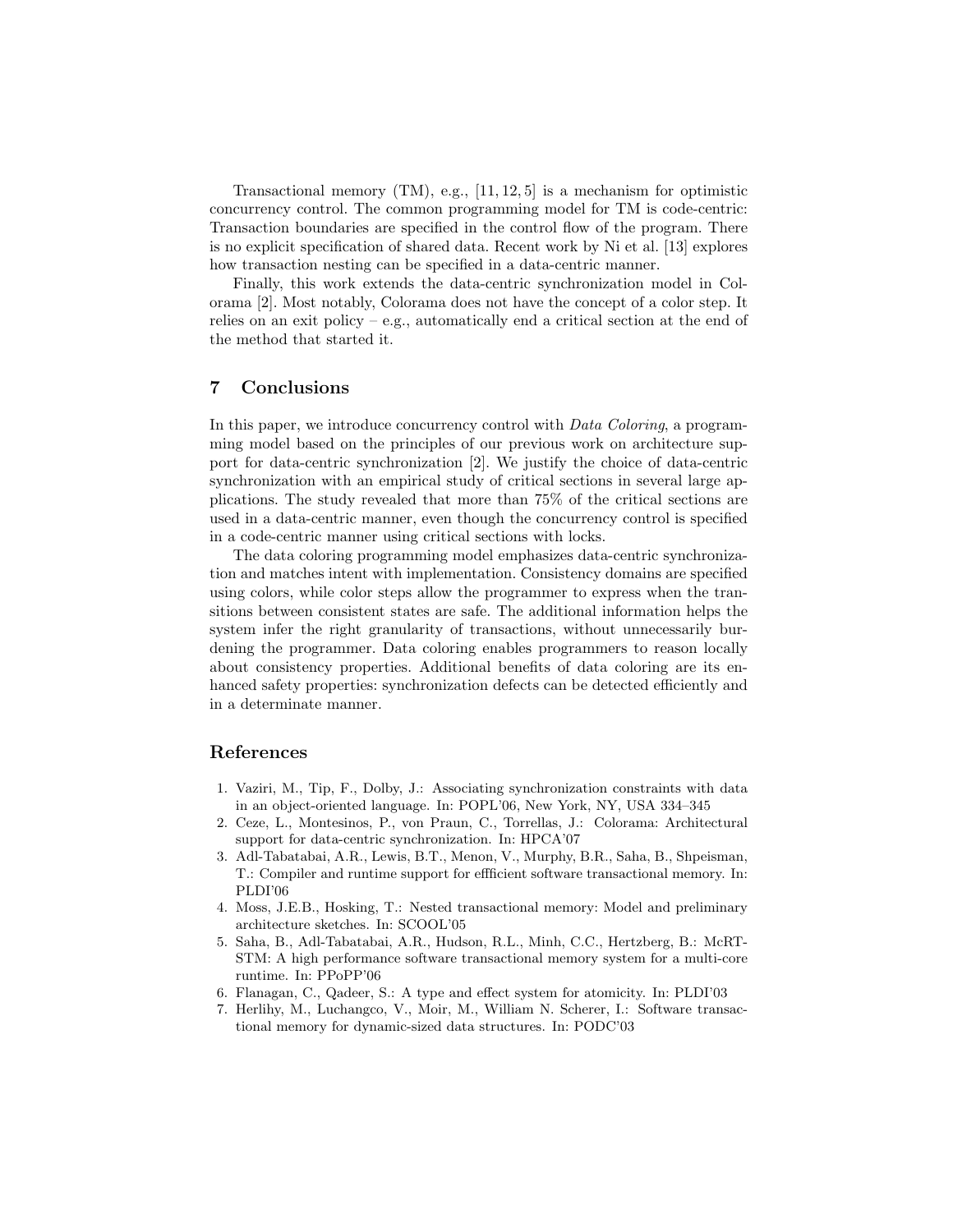Transactional memory (TM), e.g., [11, 12, 5] is a mechanism for optimistic concurrency control. The common programming model for TM is code-centric: Transaction boundaries are specified in the control flow of the program. There is no explicit specification of shared data. Recent work by Ni et al. [13] explores how transaction nesting can be specified in a data-centric manner.

Finally, this work extends the data-centric synchronization model in Colorama [2]. Most notably, Colorama does not have the concept of a color step. It relies on an exit policy – e.g., automatically end a critical section at the end of the method that started it.

## 7 Conclusions

In this paper, we introduce concurrency control with *Data Coloring*, a programming model based on the principles of our previous work on architecture support for data-centric synchronization [2]. We justify the choice of data-centric synchronization with an empirical study of critical sections in several large applications. The study revealed that more than 75% of the critical sections are used in a data-centric manner, even though the concurrency control is specified in a code-centric manner using critical sections with locks.

The data coloring programming model emphasizes data-centric synchronization and matches intent with implementation. Consistency domains are specified using colors, while color steps allow the programmer to express when the transitions between consistent states are safe. The additional information helps the system infer the right granularity of transactions, without unnecessarily burdening the programmer. Data coloring enables programmers to reason locally about consistency properties. Additional benefits of data coloring are its enhanced safety properties: synchronization defects can be detected efficiently and in a determinate manner.

## References

1. Vaziri, M., Tip, F., Dolby, J.: Associating synchronization constraints with data in an object-oriented language. In: POPL'06, New York, NY, USA 334–345
2. Ceze, L., Montesinos, P., von Praun, C., Torrellas, J.: Colorama: Architectural support for data-centric synchronization. In: HPCA'07
3. Adl-Tabatabai, A.R., Lewis, B.T., Menon, V., Murphy, B.R., Saha, B., Shpeisman, T.: Compiler and runtime support for effficient software transactional memory. In: PLDI'06
4. Moss, J.E.B., Hosking, T.: Nested transactional memory: Model and preliminary architecture sketches. In: SCOOL'05
5. Saha, B., Adl-Tabatabai, A.R., Hudson, R.L., Minh, C.C., Hertzberg, B.: McRT-STM: A high performance software transactional memory system for a multi-core runtime. In: PPoPP'06
6. Flanagan, C., Qadeer, S.: A type and effect system for atomicity. In: PLDI'03
7. Herlihy, M., Luchangco, V., Moir, M., William N. Scherer, I.: Software transactional memory for dynamic-sized data structures. In: PODC'03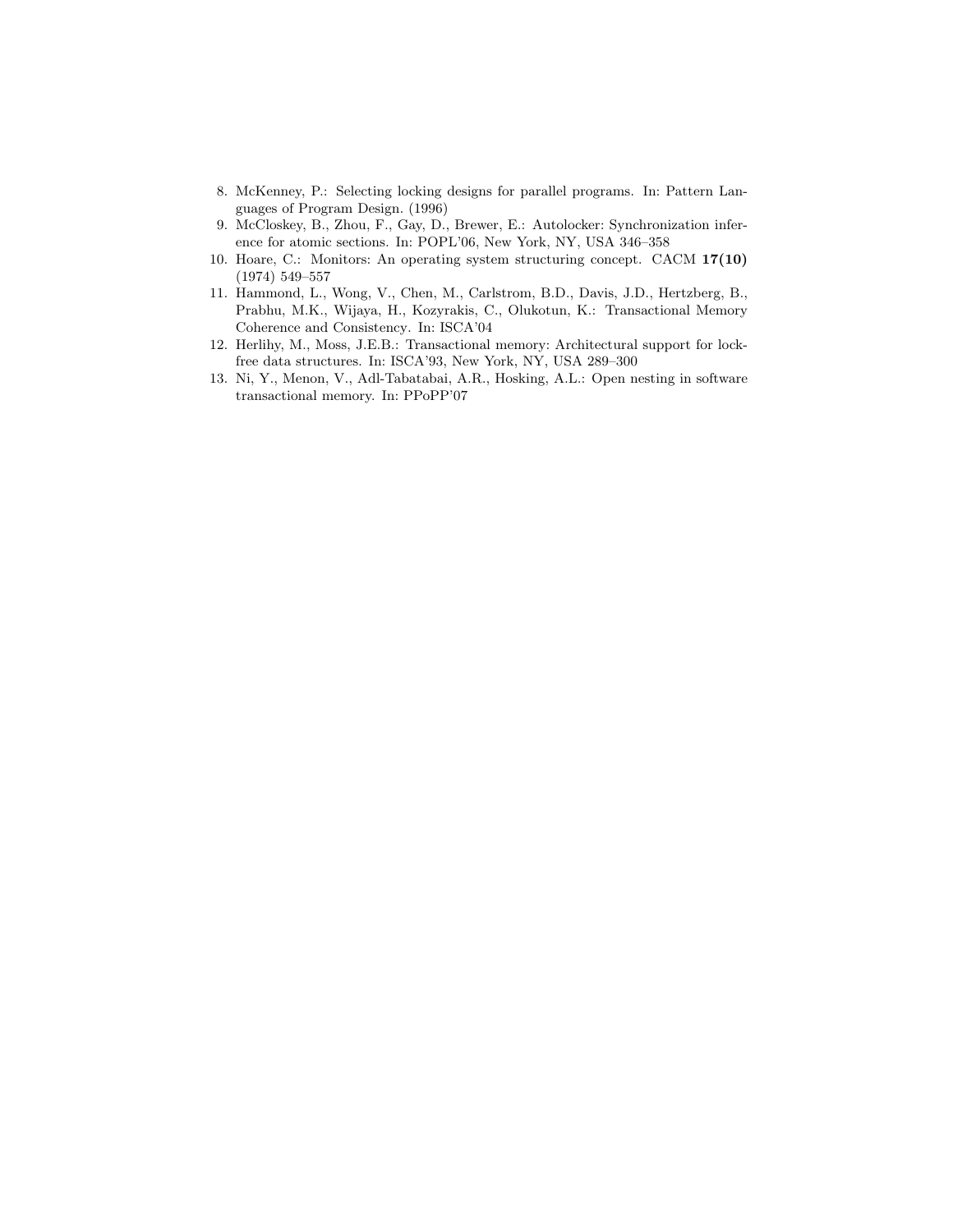8. McKenney, P.: Selecting locking designs for parallel programs. In: Pattern Languages of Program Design. (1996)
9. McCloskey, B., Zhou, F., Gay, D., Brewer, E.: Autolocker: Synchronization inference for atomic sections. In: POPL'06, New York, NY, USA 346–358
10. Hoare, C.: Monitors: An operating system structuring concept. CACM **17(10)** (1974) 549–557
11. Hammond, L., Wong, V., Chen, M., Carlstrom, B.D., Davis, J.D., Hertzberg, B., Prabhu, M.K., Wijaya, H., Kozyrakis, C., Olukotun, K.: Transactional Memory Coherence and Consistency. In: ISCA'04
12. Herlihy, M., Moss, J.E.B.: Transactional memory: Architectural support for lock-free data structures. In: ISCA'93, New York, NY, USA 289–300
13. Ni, Y., Menon, V., Adl-Tabatabai, A.R., Hosking, A.L.: Open nesting in software transactional memory. In: PPoPP'07